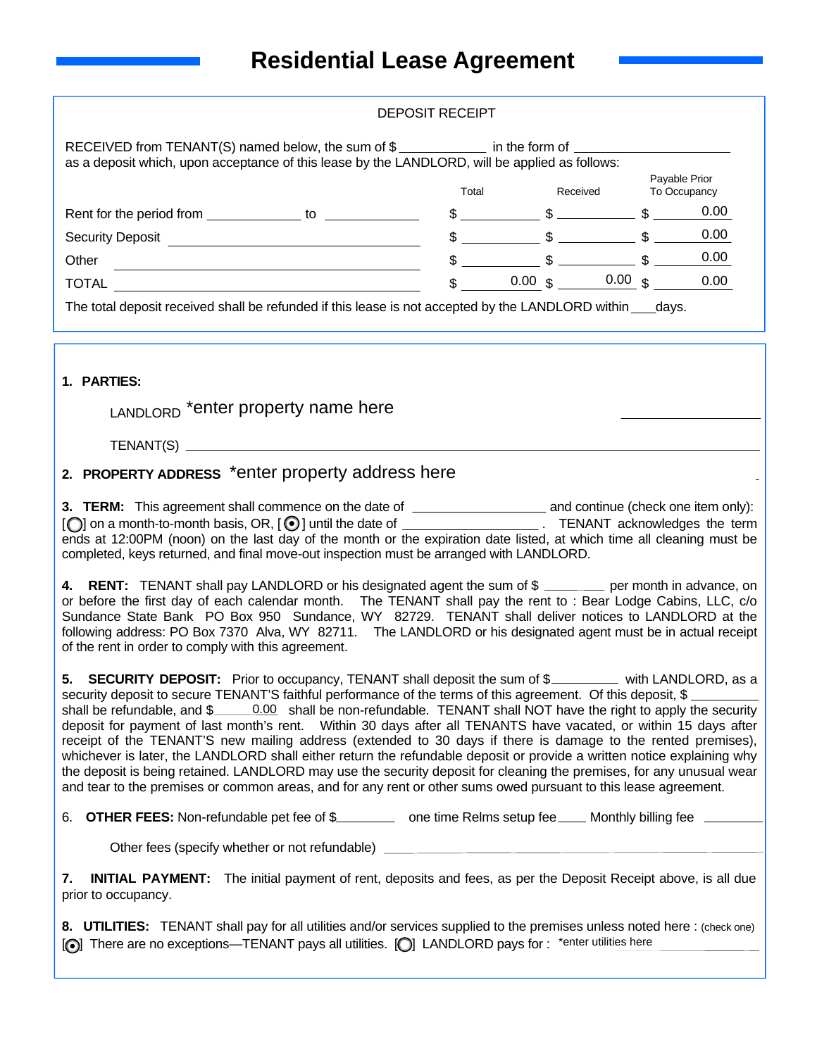# Residential Lease Agreement

DEPOSIT RECEIPT

RECEIVED from TENANT(S) named below, the sum of $ ____________ in the form of ______________________ as a deposit which, upon acceptance of this lease by the LANDLORD, will be applied as follows:

| | Total | Received | Payable Prior To Occupancy |
|---|---|---|---|
| Rent for the period from ____________ to ____________ | $ ____________ | $ ____________ | $ 0.00 |
| Security Deposit ______________________ | $ ____________ | $ ____________ | $ 0.00 |
| Other ______________________ | $ ____________ | $ ____________ | $ 0.00 |
| TOTAL ______________________ | $ 0.00 | $ 0.00 | $ 0.00 |

The total deposit received shall be refunded if this lease is not accepted by the LANDLORD within ___days.

**1. PARTIES:**

LANDLORD *enter property name here ____________

TENANT(S) ______________________________________________

**2. PROPERTY ADDRESS** *enter property address here

**3. TERM:** This agreement shall commence on the date of __________________ and continue (check one item only): [◯] on a month-to-month basis, OR, [⦿] until the date of __________________ . TENANT acknowledges the term ends at 12:00PM (noon) on the last day of the month or the expiration date listed, at which time all cleaning must be completed, keys returned, and final move-out inspection must be arranged with LANDLORD.

**4. RENT:** TENANT shall pay LANDLORD or his designated agent the sum of $ ________ per month in advance, on or before the first day of each calendar month. The TENANT shall pay the rent to : Bear Lodge Cabins, LLC, c/o Sundance State Bank PO Box 950 Sundance, WY 82729. TENANT shall deliver notices to LANDLORD at the following address: PO Box 7370 Alva, WY 82711. The LANDLORD or his designated agent must be in actual receipt of the rent in order to comply with this agreement.

**5. SECURITY DEPOSIT:** Prior to occupancy, TENANT shall deposit the sum of $_________ with LANDLORD, as a security deposit to secure TENANT'S faithful performance of the terms of this agreement. Of this deposit, $ __________ shall be refundable, and $ 0.00 shall be non-refundable. TENANT shall NOT have the right to apply the security deposit for payment of last month's rent. Within 30 days after all TENANTS have vacated, or within 15 days after receipt of the TENANT'S new mailing address (extended to 30 days if there is damage to the rented premises), whichever is later, the LANDLORD shall either return the refundable deposit or provide a written notice explaining why the deposit is being retained. LANDLORD may use the security deposit for cleaning the premises, for any unusual wear and tear to the premises or common areas, and for any rent or other sums owed pursuant to this lease agreement.

6. **OTHER FEES:** Non-refundable pet fee of $________ one time Relms setup fee____ Monthly billing fee ________

Other fees (specify whether or not refundable) ______________________

**7. INITIAL PAYMENT:** The initial payment of rent, deposits and fees, as per the Deposit Receipt above, is all due prior to occupancy.

**8. UTILITIES:** TENANT shall pay for all utilities and/or services supplied to the premises unless noted here : (check one) [⦿] There are no exceptions—TENANT pays all utilities. [◯] LANDLORD pays for : *enter utilities here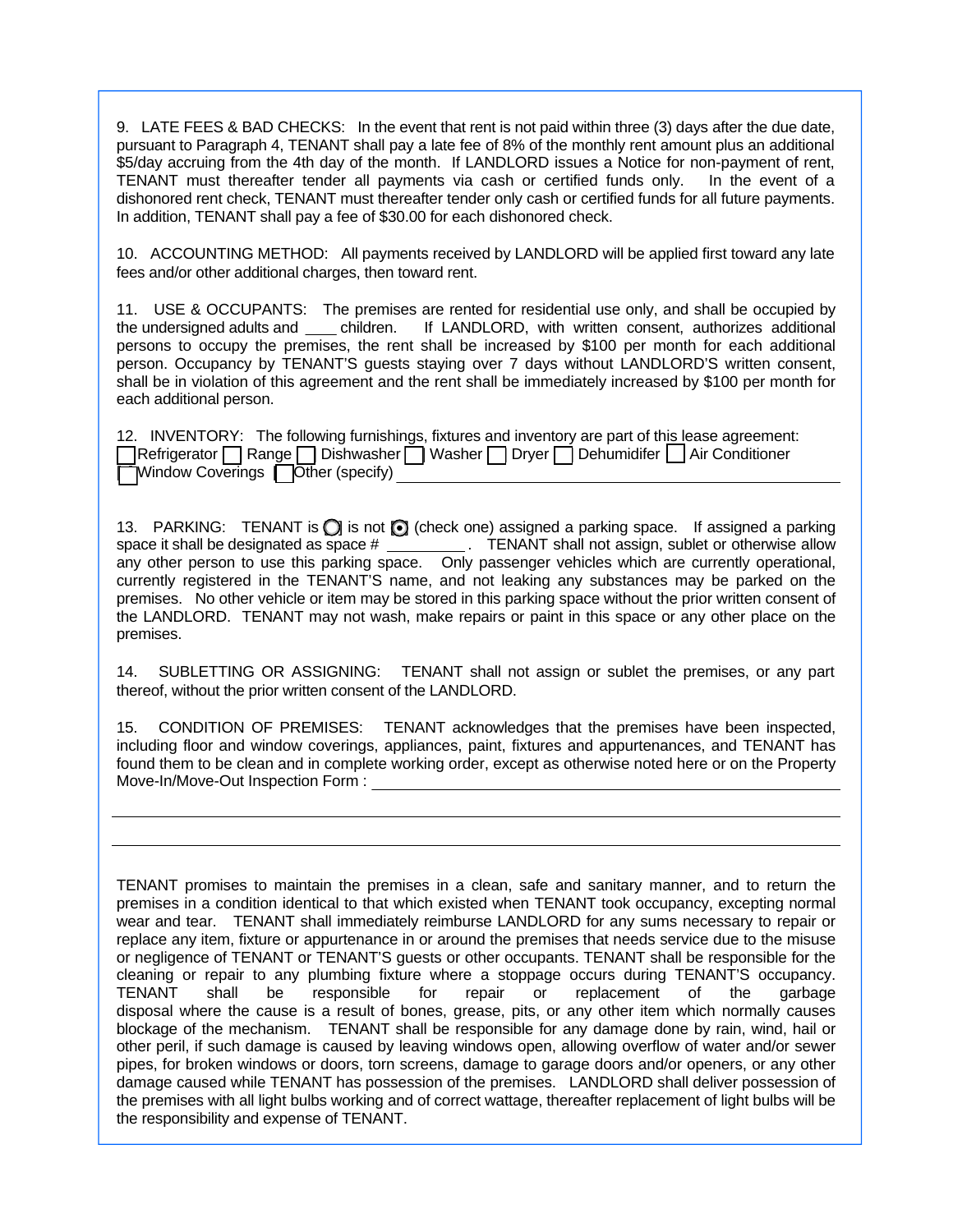9. LATE FEES & BAD CHECKS: In the event that rent is not paid within three (3) days after the due date, pursuant to Paragraph 4, TENANT shall pay a late fee of 8% of the monthly rent amount plus an additional $5/day accruing from the 4th day of the month. If LANDLORD issues a Notice for non-payment of rent, TENANT must thereafter tender all payments via cash or certified funds only. In the event of a dishonored rent check, TENANT must thereafter tender only cash or certified funds for all future payments. In addition, TENANT shall pay a fee of $30.00 for each dishonored check.

10. ACCOUNTING METHOD: All payments received by LANDLORD will be applied first toward any late fees and/or other additional charges, then toward rent.

11. USE & OCCUPANTS: The premises are rented for residential use only, and shall be occupied by the undersigned adults and ____ children. If LANDLORD, with written consent, authorizes additional persons to occupy the premises, the rent shall be increased by $100 per month for each additional person. Occupancy by TENANT'S guests staying over 7 days without LANDLORD'S written consent, shall be in violation of this agreement and the rent shall be immediately increased by $100 per month for each additional person.

12. INVENTORY: The following furnishings, fixtures and inventory are part of this lease agreement:
☐ Refrigerator ☐ Range ☐ Dishwasher ☐ Washer ☐ Dryer ☐ Dehumidifer ☐ Air Conditioner
☐ Window Coverings ☐ Other (specify) ____________________________________________

13. PARKING: TENANT is ○ is not ◉ (check one) assigned a parking space. If assigned a parking space it shall be designated as space # _________. TENANT shall not assign, sublet or otherwise allow any other person to use this parking space. Only passenger vehicles which are currently operational, currently registered in the TENANT'S name, and not leaking any substances may be parked on the premises. No other vehicle or item may be stored in this parking space without the prior written consent of the LANDLORD. TENANT may not wash, make repairs or paint in this space or any other place on the premises.

14. SUBLETTING OR ASSIGNING: TENANT shall not assign or sublet the premises, or any part thereof, without the prior written consent of the LANDLORD.

15. CONDITION OF PREMISES: TENANT acknowledges that the premises have been inspected, including floor and window coverings, appliances, paint, fixtures and appurtenances, and TENANT has found them to be clean and in complete working order, except as otherwise noted here or on the Property Move-In/Move-Out Inspection Form : ____________________________________________

________________________________________________________________________________

________________________________________________________________________________

TENANT promises to maintain the premises in a clean, safe and sanitary manner, and to return the premises in a condition identical to that which existed when TENANT took occupancy, excepting normal wear and tear. TENANT shall immediately reimburse LANDLORD for any sums necessary to repair or replace any item, fixture or appurtenance in or around the premises that needs service due to the misuse or negligence of TENANT or TENANT'S guests or other occupants. TENANT shall be responsible for the cleaning or repair to any plumbing fixture where a stoppage occurs during TENANT'S occupancy. TENANT shall be responsible for repair or replacement of the garbage disposal where the cause is a result of bones, grease, pits, or any other item which normally causes blockage of the mechanism. TENANT shall be responsible for any damage done by rain, wind, hail or other peril, if such damage is caused by leaving windows open, allowing overflow of water and/or sewer pipes, for broken windows or doors, torn screens, damage to garage doors and/or openers, or any other damage caused while TENANT has possession of the premises. LANDLORD shall deliver possession of the premises with all light bulbs working and of correct wattage, thereafter replacement of light bulbs will be the responsibility and expense of TENANT.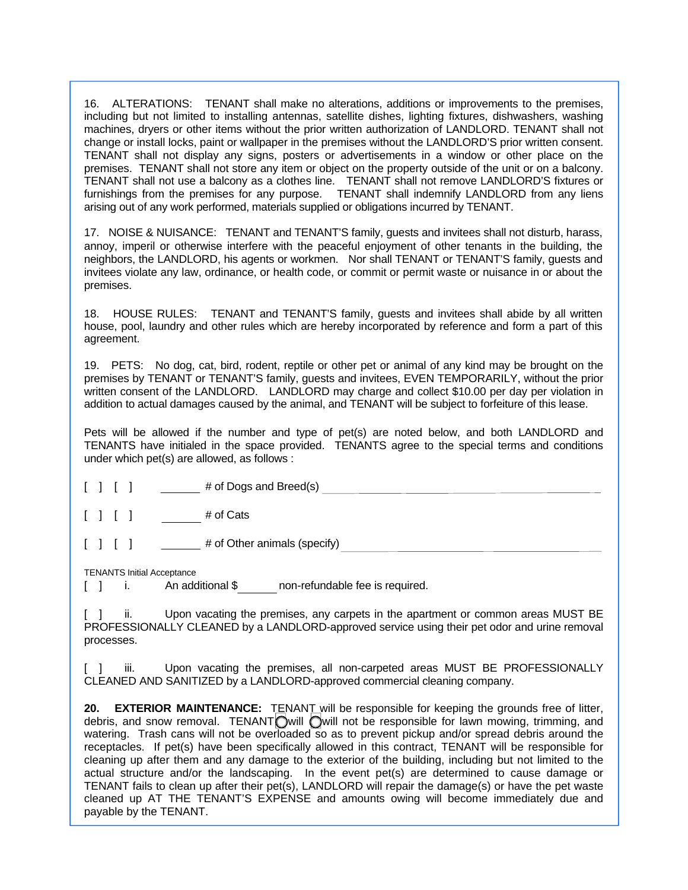16. ALTERATIONS: TENANT shall make no alterations, additions or improvements to the premises, including but not limited to installing antennas, satellite dishes, lighting fixtures, dishwashers, washing machines, dryers or other items without the prior written authorization of LANDLORD. TENANT shall not change or install locks, paint or wallpaper in the premises without the LANDLORD'S prior written consent. TENANT shall not display any signs, posters or advertisements in a window or other place on the premises. TENANT shall not store any item or object on the property outside of the unit or on a balcony. TENANT shall not use a balcony as a clothes line. TENANT shall not remove LANDLORD'S fixtures or furnishings from the premises for any purpose. TENANT shall indemnify LANDLORD from any liens arising out of any work performed, materials supplied or obligations incurred by TENANT.

17. NOISE & NUISANCE: TENANT and TENANT'S family, guests and invitees shall not disturb, harass, annoy, imperil or otherwise interfere with the peaceful enjoyment of other tenants in the building, the neighbors, the LANDLORD, his agents or workmen. Nor shall TENANT or TENANT'S family, guests and invitees violate any law, ordinance, or health code, or commit or permit waste or nuisance in or about the premises.

18. HOUSE RULES: TENANT and TENANT'S family, guests and invitees shall abide by all written house, pool, laundry and other rules which are hereby incorporated by reference and form a part of this agreement.

19. PETS: No dog, cat, bird, rodent, reptile or other pet or animal of any kind may be brought on the premises by TENANT or TENANT'S family, guests and invitees, EVEN TEMPORARILY, without the prior written consent of the LANDLORD. LANDLORD may charge and collect $10.00 per day per violation in addition to actual damages caused by the animal, and TENANT will be subject to forfeiture of this lease.

Pets will be allowed if the number and type of pet(s) are noted below, and both LANDLORD and TENANTS have initialed in the space provided. TENANTS agree to the special terms and conditions under which pet(s) are allowed, as follows :

[ ] [ ] ______ # of Dogs and Breed(s) ____________________

[ ] [ ] ______ # of Cats

[ ] [ ] ______ # of Other animals (specify) ____________________

TENANTS Initial Acceptance

[ ] i. An additional $______ non-refundable fee is required.

[ ] ii. Upon vacating the premises, any carpets in the apartment or common areas MUST BE PROFESSIONALLY CLEANED by a LANDLORD-approved service using their pet odor and urine removal processes.

[ ] iii. Upon vacating the premises, all non-carpeted areas MUST BE PROFESSIONALLY CLEANED AND SANITIZED by a LANDLORD-approved commercial cleaning company.

**20. EXTERIOR MAINTENANCE:** TENANT will be responsible for keeping the grounds free of litter, debris, and snow removal. TENANT ○ will ○ will not be responsible for lawn mowing, trimming, and watering. Trash cans will not be overloaded so as to prevent pickup and/or spread debris around the receptacles. If pet(s) have been specifically allowed in this contract, TENANT will be responsible for cleaning up after them and any damage to the exterior of the building, including but not limited to the actual structure and/or the landscaping. In the event pet(s) are determined to cause damage or TENANT fails to clean up after their pet(s), LANDLORD will repair the damage(s) or have the pet waste cleaned up AT THE TENANT'S EXPENSE and amounts owing will become immediately due and payable by the TENANT.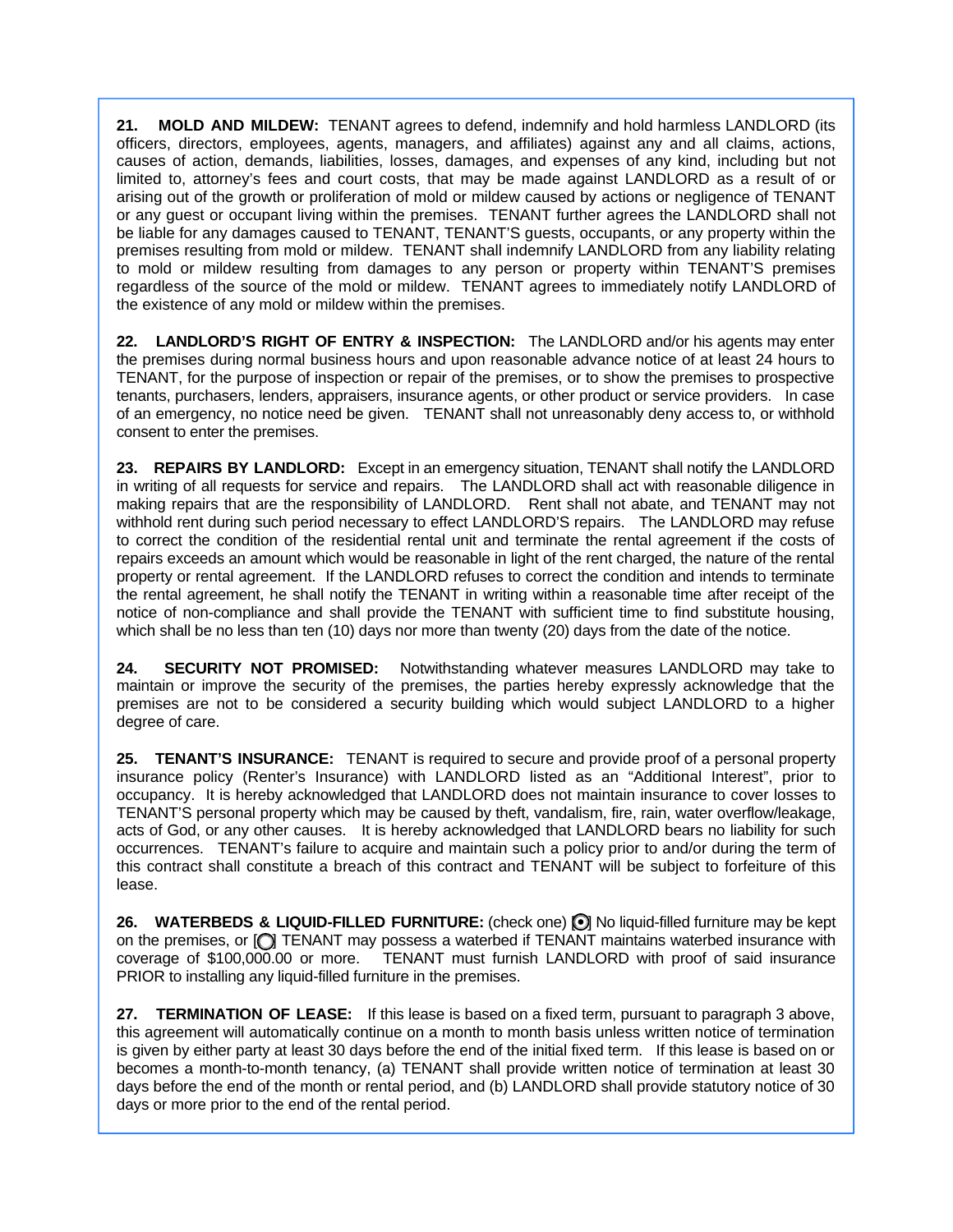**21. MOLD AND MILDEW:** TENANT agrees to defend, indemnify and hold harmless LANDLORD (its officers, directors, employees, agents, managers, and affiliates) against any and all claims, actions, causes of action, demands, liabilities, losses, damages, and expenses of any kind, including but not limited to, attorney's fees and court costs, that may be made against LANDLORD as a result of or arising out of the growth or proliferation of mold or mildew caused by actions or negligence of TENANT or any guest or occupant living within the premises. TENANT further agrees the LANDLORD shall not be liable for any damages caused to TENANT, TENANT'S guests, occupants, or any property within the premises resulting from mold or mildew. TENANT shall indemnify LANDLORD from any liability relating to mold or mildew resulting from damages to any person or property within TENANT'S premises regardless of the source of the mold or mildew. TENANT agrees to immediately notify LANDLORD of the existence of any mold or mildew within the premises.

**22. LANDLORD'S RIGHT OF ENTRY & INSPECTION:** The LANDLORD and/or his agents may enter the premises during normal business hours and upon reasonable advance notice of at least 24 hours to TENANT, for the purpose of inspection or repair of the premises, or to show the premises to prospective tenants, purchasers, lenders, appraisers, insurance agents, or other product or service providers. In case of an emergency, no notice need be given. TENANT shall not unreasonably deny access to, or withhold consent to enter the premises.

**23. REPAIRS BY LANDLORD:** Except in an emergency situation, TENANT shall notify the LANDLORD in writing of all requests for service and repairs. The LANDLORD shall act with reasonable diligence in making repairs that are the responsibility of LANDLORD. Rent shall not abate, and TENANT may not withhold rent during such period necessary to effect LANDLORD'S repairs. The LANDLORD may refuse to correct the condition of the residential rental unit and terminate the rental agreement if the costs of repairs exceeds an amount which would be reasonable in light of the rent charged, the nature of the rental property or rental agreement. If the LANDLORD refuses to correct the condition and intends to terminate the rental agreement, he shall notify the TENANT in writing within a reasonable time after receipt of the notice of non-compliance and shall provide the TENANT with sufficient time to find substitute housing, which shall be no less than ten (10) days nor more than twenty (20) days from the date of the notice.

**24. SECURITY NOT PROMISED:** Notwithstanding whatever measures LANDLORD may take to maintain or improve the security of the premises, the parties hereby expressly acknowledge that the premises are not to be considered a security building which would subject LANDLORD to a higher degree of care.

**25. TENANT'S INSURANCE:** TENANT is required to secure and provide proof of a personal property insurance policy (Renter's Insurance) with LANDLORD listed as an "Additional Interest", prior to occupancy. It is hereby acknowledged that LANDLORD does not maintain insurance to cover losses to TENANT'S personal property which may be caused by theft, vandalism, fire, rain, water overflow/leakage, acts of God, or any other causes. It is hereby acknowledged that LANDLORD bears no liability for such occurrences. TENANT's failure to acquire and maintain such a policy prior to and/or during the term of this contract shall constitute a breach of this contract and TENANT will be subject to forfeiture of this lease.

**26. WATERBEDS & LIQUID-FILLED FURNITURE:** (check one) [◉] No liquid-filled furniture may be kept on the premises, or [○] TENANT may possess a waterbed if TENANT maintains waterbed insurance with coverage of $100,000.00 or more. TENANT must furnish LANDLORD with proof of said insurance PRIOR to installing any liquid-filled furniture in the premises.

**27. TERMINATION OF LEASE:** If this lease is based on a fixed term, pursuant to paragraph 3 above, this agreement will automatically continue on a month to month basis unless written notice of termination is given by either party at least 30 days before the end of the initial fixed term. If this lease is based on or becomes a month-to-month tenancy, (a) TENANT shall provide written notice of termination at least 30 days before the end of the month or rental period, and (b) LANDLORD shall provide statutory notice of 30 days or more prior to the end of the rental period.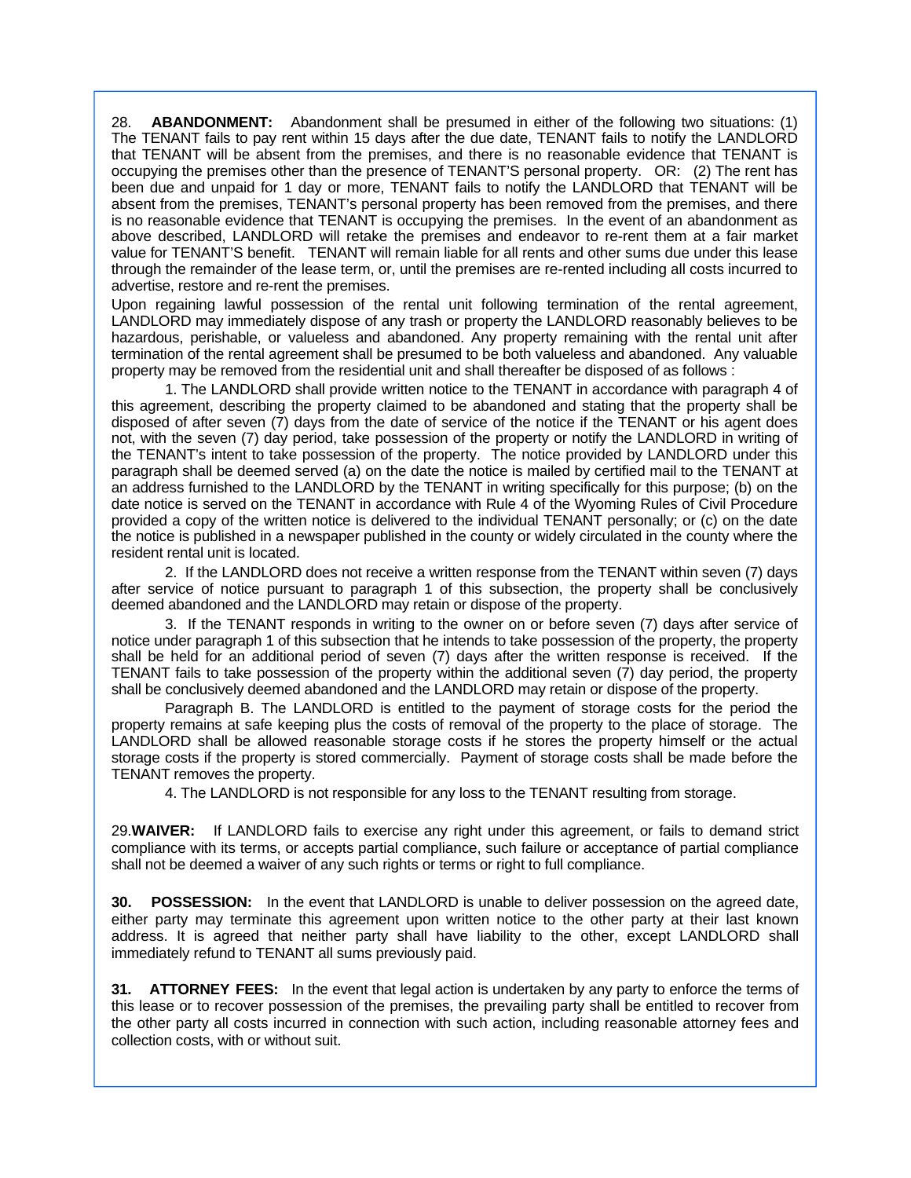28. **ABANDONMENT:** Abandonment shall be presumed in either of the following two situations: (1) The TENANT fails to pay rent within 15 days after the due date, TENANT fails to notify the LANDLORD that TENANT will be absent from the premises, and there is no reasonable evidence that TENANT is occupying the premises other than the presence of TENANT'S personal property. OR: (2) The rent has been due and unpaid for 1 day or more, TENANT fails to notify the LANDLORD that TENANT will be absent from the premises, TENANT's personal property has been removed from the premises, and there is no reasonable evidence that TENANT is occupying the premises. In the event of an abandonment as above described, LANDLORD will retake the premises and endeavor to re-rent them at a fair market value for TENANT'S benefit. TENANT will remain liable for all rents and other sums due under this lease through the remainder of the lease term, or, until the premises are re-rented including all costs incurred to advertise, restore and re-rent the premises.

Upon regaining lawful possession of the rental unit following termination of the rental agreement, LANDLORD may immediately dispose of any trash or property the LANDLORD reasonably believes to be hazardous, perishable, or valueless and abandoned. Any property remaining with the rental unit after termination of the rental agreement shall be presumed to be both valueless and abandoned. Any valuable property may be removed from the residential unit and shall thereafter be disposed of as follows :

1. The LANDLORD shall provide written notice to the TENANT in accordance with paragraph 4 of this agreement, describing the property claimed to be abandoned and stating that the property shall be disposed of after seven (7) days from the date of service of the notice if the TENANT or his agent does not, with the seven (7) day period, take possession of the property or notify the LANDLORD in writing of the TENANT's intent to take possession of the property. The notice provided by LANDLORD under this paragraph shall be deemed served (a) on the date the notice is mailed by certified mail to the TENANT at an address furnished to the LANDLORD by the TENANT in writing specifically for this purpose; (b) on the date notice is served on the TENANT in accordance with Rule 4 of the Wyoming Rules of Civil Procedure provided a copy of the written notice is delivered to the individual TENANT personally; or (c) on the date the notice is published in a newspaper published in the county or widely circulated in the county where the resident rental unit is located.

2. If the LANDLORD does not receive a written response from the TENANT within seven (7) days after service of notice pursuant to paragraph 1 of this subsection, the property shall be conclusively deemed abandoned and the LANDLORD may retain or dispose of the property.

3. If the TENANT responds in writing to the owner on or before seven (7) days after service of notice under paragraph 1 of this subsection that he intends to take possession of the property, the property shall be held for an additional period of seven (7) days after the written response is received. If the TENANT fails to take possession of the property within the additional seven (7) day period, the property shall be conclusively deemed abandoned and the LANDLORD may retain or dispose of the property.

Paragraph B. The LANDLORD is entitled to the payment of storage costs for the period the property remains at safe keeping plus the costs of removal of the property to the place of storage. The LANDLORD shall be allowed reasonable storage costs if he stores the property himself or the actual storage costs if the property is stored commercially. Payment of storage costs shall be made before the TENANT removes the property.

4. The LANDLORD is not responsible for any loss to the TENANT resulting from storage.

29.**WAIVER:** If LANDLORD fails to exercise any right under this agreement, or fails to demand strict compliance with its terms, or accepts partial compliance, such failure or acceptance of partial compliance shall not be deemed a waiver of any such rights or terms or right to full compliance.

**30. POSSESSION:** In the event that LANDLORD is unable to deliver possession on the agreed date, either party may terminate this agreement upon written notice to the other party at their last known address. It is agreed that neither party shall have liability to the other, except LANDLORD shall immediately refund to TENANT all sums previously paid.

**31. ATTORNEY FEES:** In the event that legal action is undertaken by any party to enforce the terms of this lease or to recover possession of the premises, the prevailing party shall be entitled to recover from the other party all costs incurred in connection with such action, including reasonable attorney fees and collection costs, with or without suit.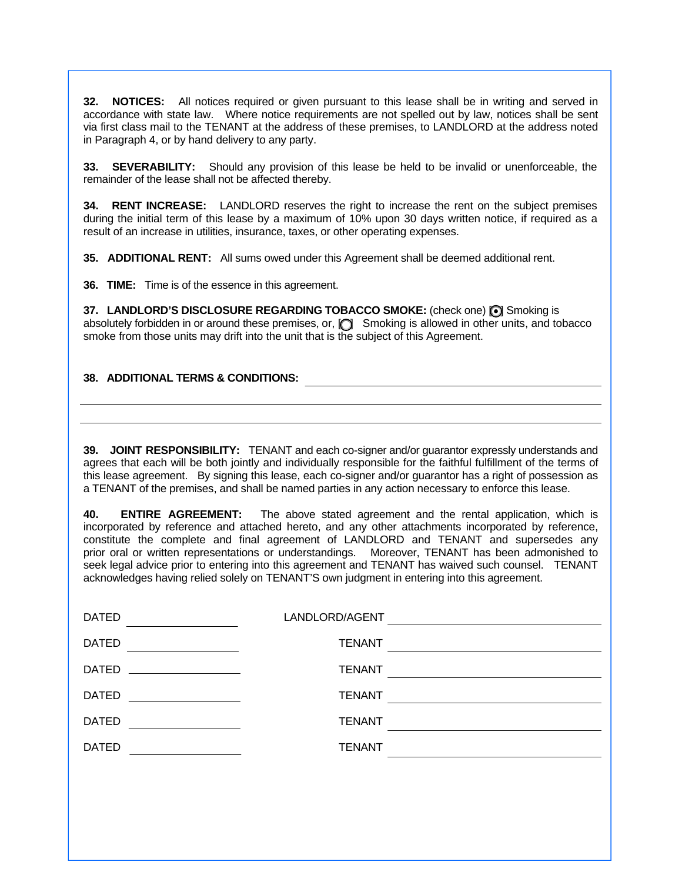**32. NOTICES:** All notices required or given pursuant to this lease shall be in writing and served in accordance with state law. Where notice requirements are not spelled out by law, notices shall be sent via first class mail to the TENANT at the address of these premises, to LANDLORD at the address noted in Paragraph 4, or by hand delivery to any party.

**33. SEVERABILITY:** Should any provision of this lease be held to be invalid or unenforceable, the remainder of the lease shall not be affected thereby.

**34. RENT INCREASE:** LANDLORD reserves the right to increase the rent on the subject premises during the initial term of this lease by a maximum of 10% upon 30 days written notice, if required as a result of an increase in utilities, insurance, taxes, or other operating expenses.

**35. ADDITIONAL RENT:** All sums owed under this Agreement shall be deemed additional rent.

**36. TIME:** Time is of the essence in this agreement.

**37. LANDLORD'S DISCLOSURE REGARDING TOBACCO SMOKE:** (check one) [●] Smoking is absolutely forbidden in or around these premises, or, [○] Smoking is allowed in other units, and tobacco smoke from those units may drift into the unit that is the subject of this Agreement.

**38. ADDITIONAL TERMS & CONDITIONS:** ______________________________________________

________________________________________________________________________

________________________________________________________________________

**39. JOINT RESPONSIBILITY:** TENANT and each co-signer and/or guarantor expressly understands and agrees that each will be both jointly and individually responsible for the faithful fulfillment of the terms of this lease agreement. By signing this lease, each co-signer and/or guarantor has a right of possession as a TENANT of the premises, and shall be named parties in any action necessary to enforce this lease.

**40. ENTIRE AGREEMENT:** The above stated agreement and the rental application, which is incorporated by reference and attached hereto, and any other attachments incorporated by reference, constitute the complete and final agreement of LANDLORD and TENANT and supersedes any prior oral or written representations or understandings. Moreover, TENANT has been admonished to seek legal advice prior to entering into this agreement and TENANT has waived such counsel. TENANT acknowledges having relied solely on TENANT'S own judgment in entering into this agreement.

DATED ____________________ LANDLORD/AGENT ______________________________

DATED ____________________ TENANT ______________________________

DATED ____________________ TENANT ______________________________

DATED ____________________ TENANT ______________________________

DATED ____________________ TENANT ______________________________

DATED ____________________ TENANT ______________________________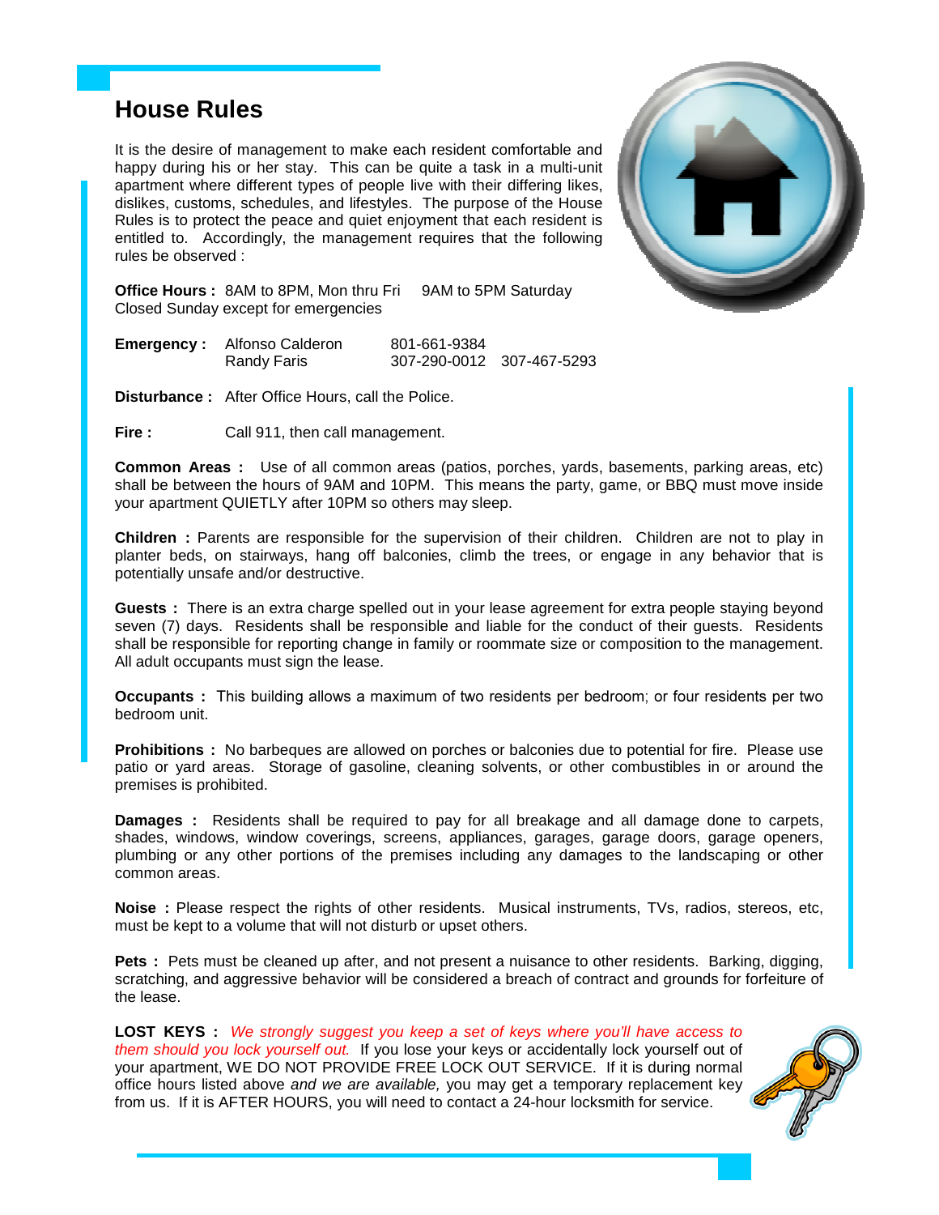# House Rules

It is the desire of management to make each resident comfortable and happy during his or her stay. This can be quite a task in a multi-unit apartment where different types of people live with their differing likes, dislikes, customs, schedules, and lifestyles. The purpose of the House Rules is to protect the peace and quiet enjoyment that each resident is entitled to. Accordingly, the management requires that the following rules be observed :

**Office Hours :** 8AM to 8PM, Mon thru Fri 9AM to 5PM Saturday
Closed Sunday except for emergencies

**Emergency :** Alfonso Calderon 801-661-9384
Randy Faris 307-290-0012 307-467-5293

**Disturbance :** After Office Hours, call the Police.

**Fire :** Call 911, then call management.

**Common Areas :** Use of all common areas (patios, porches, yards, basements, parking areas, etc) shall be between the hours of 9AM and 10PM. This means the party, game, or BBQ must move inside your apartment QUIETLY after 10PM so others may sleep.

**Children :** Parents are responsible for the supervision of their children. Children are not to play in planter beds, on stairways, hang off balconies, climb the trees, or engage in any behavior that is potentially unsafe and/or destructive.

**Guests :** There is an extra charge spelled out in your lease agreement for extra people staying beyond seven (7) days. Residents shall be responsible and liable for the conduct of their guests. Residents shall be responsible for reporting change in family or roommate size or composition to the management. All adult occupants must sign the lease.

**Occupants :** This building allows a maximum of two residents per bedroom; or four residents per two bedroom unit.

**Prohibitions :** No barbeques are allowed on porches or balconies due to potential for fire. Please use patio or yard areas. Storage of gasoline, cleaning solvents, or other combustibles in or around the premises is prohibited.

**Damages :** Residents shall be required to pay for all breakage and all damage done to carpets, shades, windows, window coverings, screens, appliances, garages, garage doors, garage openers, plumbing or any other portions of the premises including any damages to the landscaping or other common areas.

**Noise :** Please respect the rights of other residents. Musical instruments, TVs, radios, stereos, etc, must be kept to a volume that will not disturb or upset others.

**Pets :** Pets must be cleaned up after, and not present a nuisance to other residents. Barking, digging, scratching, and aggressive behavior will be considered a breach of contract and grounds for forfeiture of the lease.

**LOST KEYS :** *We strongly suggest you keep a set of keys where you'll have access to them should you lock yourself out.* If you lose your keys or accidentally lock yourself out of your apartment, WE DO NOT PROVIDE FREE LOCK OUT SERVICE. If it is during normal office hours listed above *and we are available,* you may get a temporary replacement key from us. If it is AFTER HOURS, you will need to contact a 24-hour locksmith for service.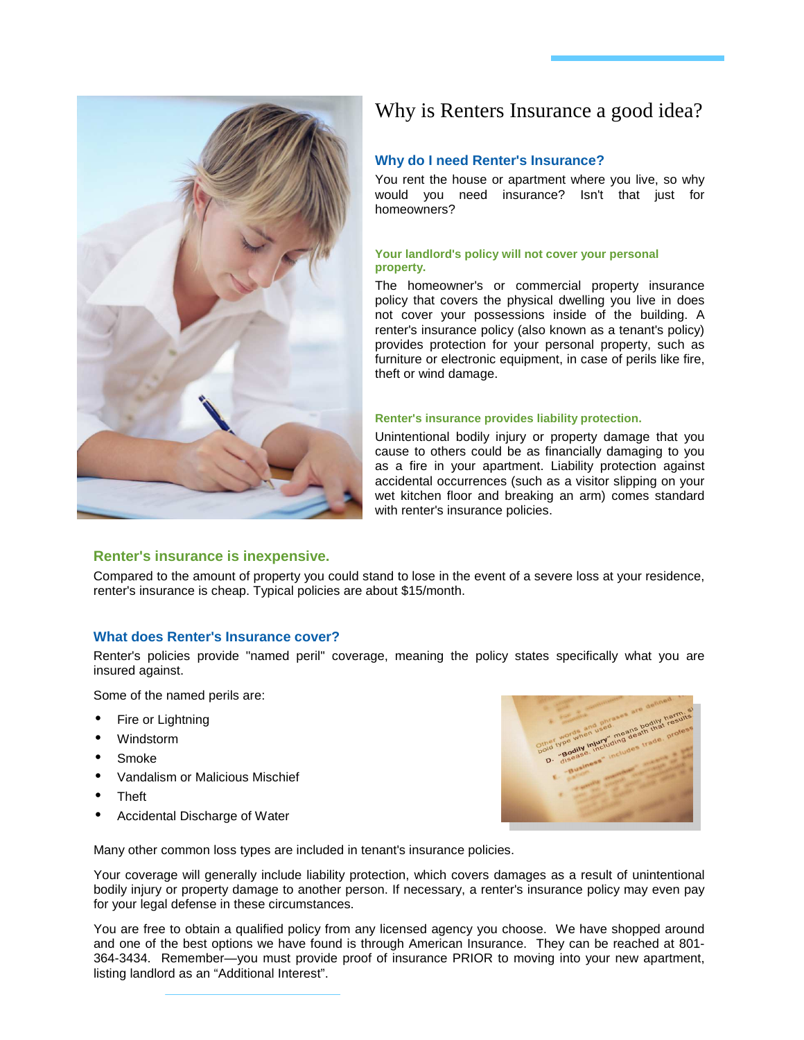# Why is Renters Insurance a good idea?

## Why do I need Renter's Insurance?

You rent the house or apartment where you live, so why would you need insurance? Isn't that just for homeowners?

### Your landlord's policy will not cover your personal property.

The homeowner's or commercial property insurance policy that covers the physical dwelling you live in does not cover your possessions inside of the building. A renter's insurance policy (also known as a tenant's policy) provides protection for your personal property, such as furniture or electronic equipment, in case of perils like fire, theft or wind damage.

### Renter's insurance provides liability protection.

Unintentional bodily injury or property damage that you cause to others could be as financially damaging to you as a fire in your apartment. Liability protection against accidental occurrences (such as a visitor slipping on your wet kitchen floor and breaking an arm) comes standard with renter's insurance policies.

### Renter's insurance is inexpensive.

Compared to the amount of property you could stand to lose in the event of a severe loss at your residence, renter's insurance is cheap. Typical policies are about $15/month.

## What does Renter's Insurance cover?

Renter's policies provide "named peril" coverage, meaning the policy states specifically what you are insured against.

Some of the named perils are:

- Fire or Lightning
- Windstorm
- Smoke
- Vandalism or Malicious Mischief
- Theft
- Accidental Discharge of Water

Many other common loss types are included in tenant's insurance policies.

Your coverage will generally include liability protection, which covers damages as a result of unintentional bodily injury or property damage to another person. If necessary, a renter's insurance policy may even pay for your legal defense in these circumstances.

You are free to obtain a qualified policy from any licensed agency you choose. We have shopped around and one of the best options we have found is through American Insurance. They can be reached at 801-364-3434. Remember—you must provide proof of insurance PRIOR to moving into your new apartment, listing landlord as an “Additional Interest”.